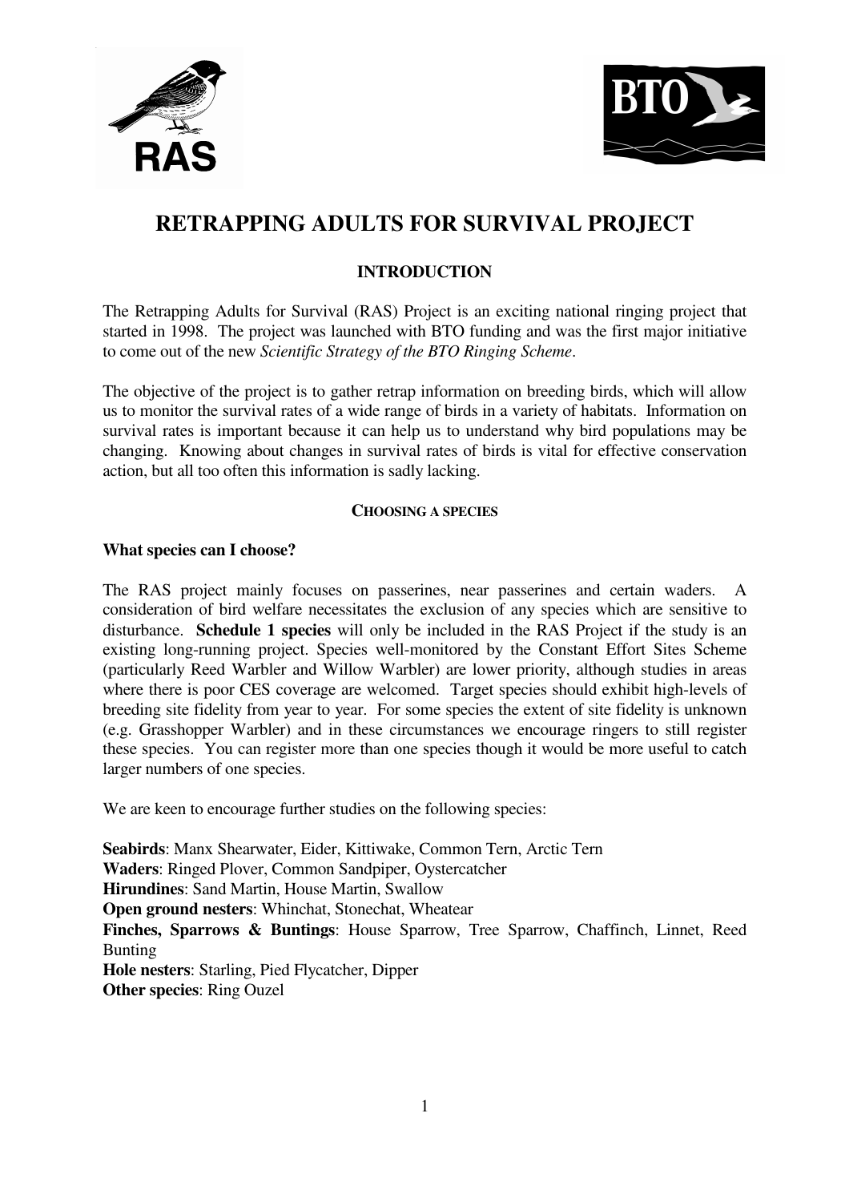# RETRAPPING ADULTS FOR SURVIVAL PROJECT

## INTRODUCTION

The Retrapping Adults for Survival (RAS) Project is an exciting national ringing project that started in 1998. The project was launched with BTO funding and was the first major initiative to come out of the new *Scientific Strategy of the BTO Ringing Scheme*.

The objective of the project is to gather retrap information on breeding birds, which will allow us to monitor the survival rates of a wide range of birds in a variety of habitats. Information on survival rates is important because it can help us to understand why bird populations may be changing. Knowing about changes in survival rates of birds is vital for effective conservation action, but all too often this information is sadly lacking.

### CHOOSING A SPECIES

**What species can I choose?**

The RAS project mainly focuses on passerines, near passerines and certain waders. A consideration of bird welfare necessitates the exclusion of any species which are sensitive to disturbance. **Schedule 1 species** will only be included in the RAS Project if the study is an existing long-running project. Species well-monitored by the Constant Effort Sites Scheme (particularly Reed Warbler and Willow Warbler) are lower priority, although studies in areas where there is poor CES coverage are welcomed. Target species should exhibit high-levels of breeding site fidelity from year to year. For some species the extent of site fidelity is unknown (e.g. Grasshopper Warbler) and in these circumstances we encourage ringers to still register these species. You can register more than one species though it would be more useful to catch larger numbers of one species.

We are keen to encourage further studies on the following species:

**Seabirds**: Manx Shearwater, Eider, Kittiwake, Common Tern, Arctic Tern
**Waders**: Ringed Plover, Common Sandpiper, Oystercatcher
**Hirundines**: Sand Martin, House Martin, Swallow
**Open ground nesters**: Whinchat, Stonechat, Wheatear
**Finches, Sparrows & Buntings**: House Sparrow, Tree Sparrow, Chaffinch, Linnet, Reed Bunting
**Hole nesters**: Starling, Pied Flycatcher, Dipper
**Other species**: Ring Ouzel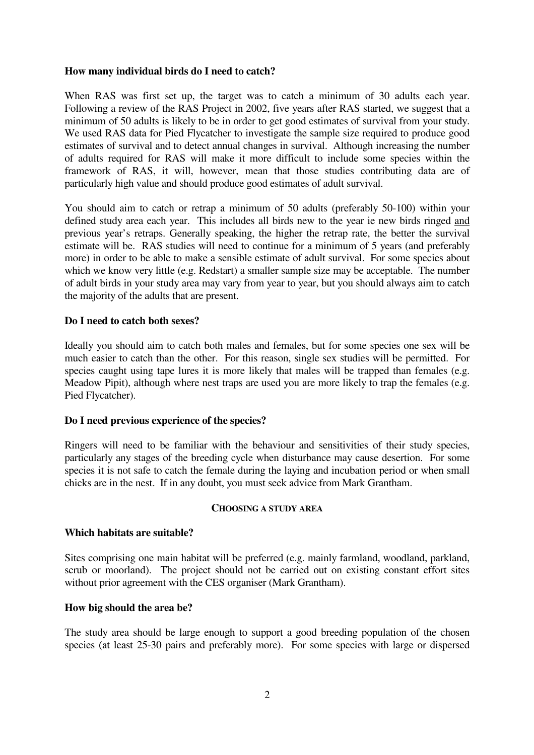**How many individual birds do I need to catch?**

When RAS was first set up, the target was to catch a minimum of 30 adults each year. Following a review of the RAS Project in 2002, five years after RAS started, we suggest that a minimum of 50 adults is likely to be in order to get good estimates of survival from your study. We used RAS data for Pied Flycatcher to investigate the sample size required to produce good estimates of survival and to detect annual changes in survival. Although increasing the number of adults required for RAS will make it more difficult to include some species within the framework of RAS, it will, however, mean that those studies contributing data are of particularly high value and should produce good estimates of adult survival.

You should aim to catch or retrap a minimum of 50 adults (preferably 50-100) within your defined study area each year. This includes all birds new to the year ie new birds ringed <u>and</u> previous year's retraps. Generally speaking, the higher the retrap rate, the better the survival estimate will be. RAS studies will need to continue for a minimum of 5 years (and preferably more) in order to be able to make a sensible estimate of adult survival. For some species about which we know very little (e.g. Redstart) a smaller sample size may be acceptable. The number of adult birds in your study area may vary from year to year, but you should always aim to catch the majority of the adults that are present.

**Do I need to catch both sexes?**

Ideally you should aim to catch both males and females, but for some species one sex will be much easier to catch than the other. For this reason, single sex studies will be permitted. For species caught using tape lures it is more likely that males will be trapped than females (e.g. Meadow Pipit), although where nest traps are used you are more likely to trap the females (e.g. Pied Flycatcher).

**Do I need previous experience of the species?**

Ringers will need to be familiar with the behaviour and sensitivities of their study species, particularly any stages of the breeding cycle when disturbance may cause desertion. For some species it is not safe to catch the female during the laying and incubation period or when small chicks are in the nest. If in any doubt, you must seek advice from Mark Grantham.

## CHOOSING A STUDY AREA

**Which habitats are suitable?**

Sites comprising one main habitat will be preferred (e.g. mainly farmland, woodland, parkland, scrub or moorland). The project should not be carried out on existing constant effort sites without prior agreement with the CES organiser (Mark Grantham).

**How big should the area be?**

The study area should be large enough to support a good breeding population of the chosen species (at least 25-30 pairs and preferably more). For some species with large or dispersed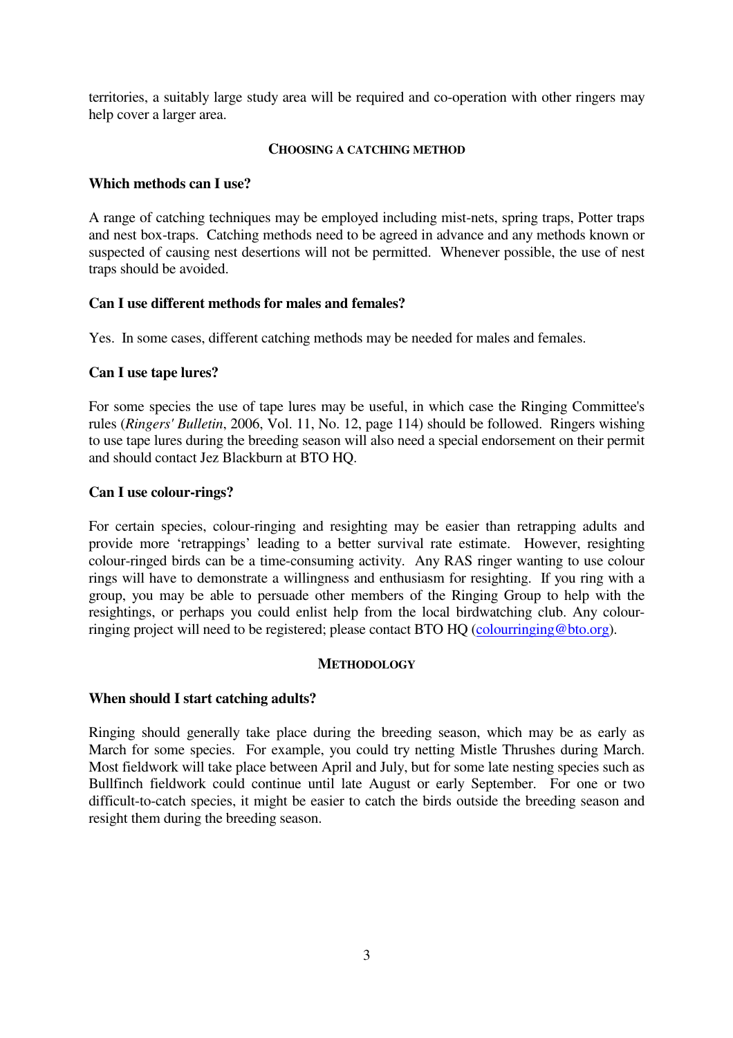territories, a suitably large study area will be required and co-operation with other ringers may help cover a larger area.

## CHOOSING A CATCHING METHOD

### Which methods can I use?

A range of catching techniques may be employed including mist-nets, spring traps, Potter traps and nest box-traps. Catching methods need to be agreed in advance and any methods known or suspected of causing nest desertions will not be permitted. Whenever possible, the use of nest traps should be avoided.

### Can I use different methods for males and females?

Yes. In some cases, different catching methods may be needed for males and females.

### Can I use tape lures?

For some species the use of tape lures may be useful, in which case the Ringing Committee's rules (*Ringers' Bulletin*, 2006, Vol. 11, No. 12, page 114) should be followed. Ringers wishing to use tape lures during the breeding season will also need a special endorsement on their permit and should contact Jez Blackburn at BTO HQ.

### Can I use colour-rings?

For certain species, colour-ringing and resighting may be easier than retrapping adults and provide more 'retrappings' leading to a better survival rate estimate. However, resighting colour-ringed birds can be a time-consuming activity. Any RAS ringer wanting to use colour rings will have to demonstrate a willingness and enthusiasm for resighting. If you ring with a group, you may be able to persuade other members of the Ringing Group to help with the resightings, or perhaps you could enlist help from the local birdwatching club. Any colour-ringing project will need to be registered; please contact BTO HQ (colourringing@bto.org).

## METHODOLOGY

### When should I start catching adults?

Ringing should generally take place during the breeding season, which may be as early as March for some species. For example, you could try netting Mistle Thrushes during March. Most fieldwork will take place between April and July, but for some late nesting species such as Bullfinch fieldwork could continue until late August or early September. For one or two difficult-to-catch species, it might be easier to catch the birds outside the breeding season and resight them during the breeding season.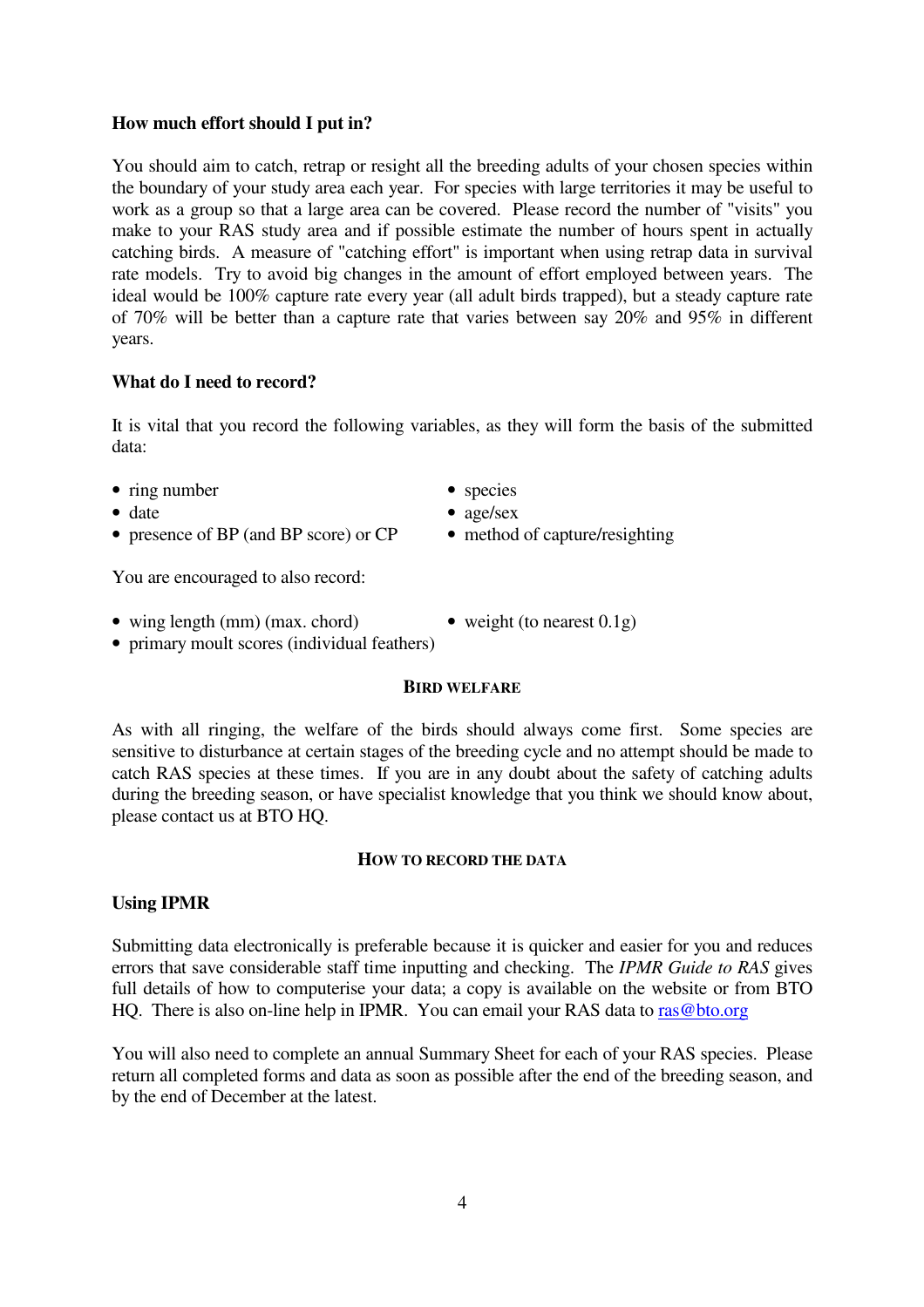**How much effort should I put in?**

You should aim to catch, retrap or resight all the breeding adults of your chosen species within the boundary of your study area each year. For species with large territories it may be useful to work as a group so that a large area can be covered. Please record the number of "visits" you make to your RAS study area and if possible estimate the number of hours spent in actually catching birds. A measure of "catching effort" is important when using retrap data in survival rate models. Try to avoid big changes in the amount of effort employed between years. The ideal would be 100% capture rate every year (all adult birds trapped), but a steady capture rate of 70% will be better than a capture rate that varies between say 20% and 95% in different years.

**What do I need to record?**

It is vital that you record the following variables, as they will form the basis of the submitted data:

- ring number
- species
- date
- age/sex
- presence of BP (and BP score) or CP
- method of capture/resighting

You are encouraged to also record:

- wing length (mm) (max. chord)
- weight (to nearest 0.1g)
- primary moult scores (individual feathers)

## BIRD WELFARE

As with all ringing, the welfare of the birds should always come first. Some species are sensitive to disturbance at certain stages of the breeding cycle and no attempt should be made to catch RAS species at these times. If you are in any doubt about the safety of catching adults during the breeding season, or have specialist knowledge that you think we should know about, please contact us at BTO HQ.

## HOW TO RECORD THE DATA

**Using IPMR**

Submitting data electronically is preferable because it is quicker and easier for you and reduces errors that save considerable staff time inputting and checking. The *IPMR Guide to RAS* gives full details of how to computerise your data; a copy is available on the website or from BTO HQ. There is also on-line help in IPMR. You can email your RAS data to ras@bto.org

You will also need to complete an annual Summary Sheet for each of your RAS species. Please return all completed forms and data as soon as possible after the end of the breeding season, and by the end of December at the latest.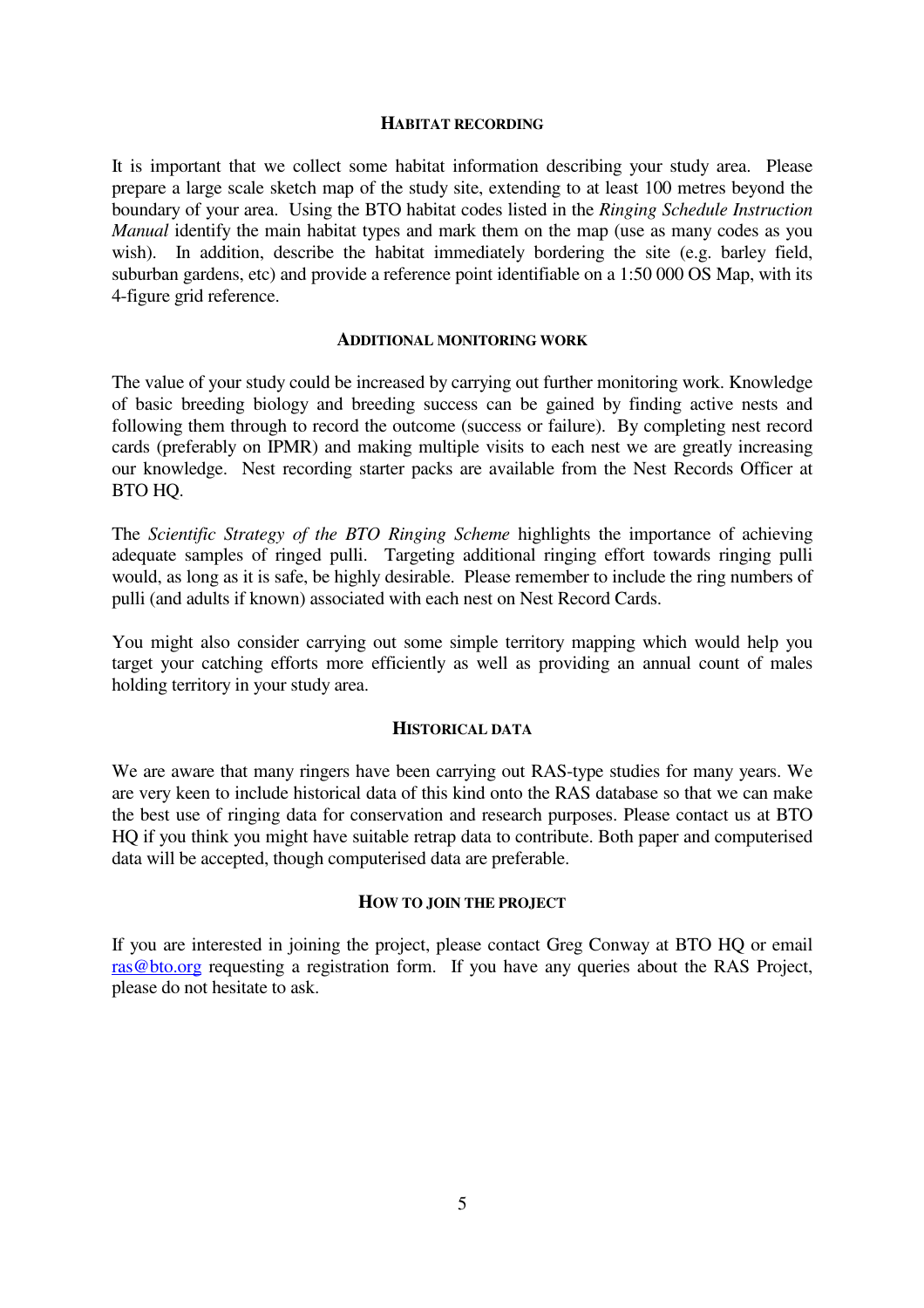## HABITAT RECORDING

It is important that we collect some habitat information describing your study area. Please prepare a large scale sketch map of the study site, extending to at least 100 metres beyond the boundary of your area. Using the BTO habitat codes listed in the *Ringing Schedule Instruction Manual* identify the main habitat types and mark them on the map (use as many codes as you wish). In addition, describe the habitat immediately bordering the site (e.g. barley field, suburban gardens, etc) and provide a reference point identifiable on a 1:50 000 OS Map, with its 4-figure grid reference.

## ADDITIONAL MONITORING WORK

The value of your study could be increased by carrying out further monitoring work. Knowledge of basic breeding biology and breeding success can be gained by finding active nests and following them through to record the outcome (success or failure). By completing nest record cards (preferably on IPMR) and making multiple visits to each nest we are greatly increasing our knowledge. Nest recording starter packs are available from the Nest Records Officer at BTO HQ.

The *Scientific Strategy of the BTO Ringing Scheme* highlights the importance of achieving adequate samples of ringed pulli. Targeting additional ringing effort towards ringing pulli would, as long as it is safe, be highly desirable. Please remember to include the ring numbers of pulli (and adults if known) associated with each nest on Nest Record Cards.

You might also consider carrying out some simple territory mapping which would help you target your catching efforts more efficiently as well as providing an annual count of males holding territory in your study area.

## HISTORICAL DATA

We are aware that many ringers have been carrying out RAS-type studies for many years. We are very keen to include historical data of this kind onto the RAS database so that we can make the best use of ringing data for conservation and research purposes. Please contact us at BTO HQ if you think you might have suitable retrap data to contribute. Both paper and computerised data will be accepted, though computerised data are preferable.

## HOW TO JOIN THE PROJECT

If you are interested in joining the project, please contact Greg Conway at BTO HQ or email [ras@bto.org](mailto:ras@bto.org) requesting a registration form. If you have any queries about the RAS Project, please do not hesitate to ask.